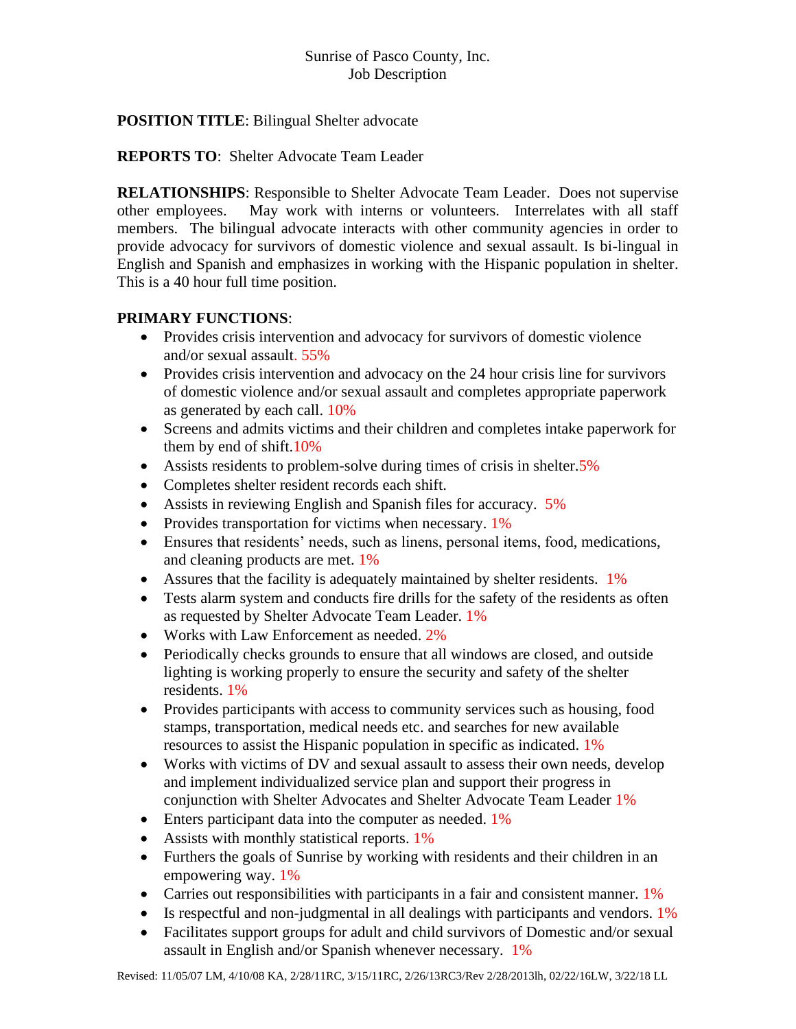Sunrise of Pasco County, Inc.
Job Description

**POSITION TITLE**: Bilingual Shelter advocate

**REPORTS TO**: Shelter Advocate Team Leader

**RELATIONSHIPS**: Responsible to Shelter Advocate Team Leader. Does not supervise other employees. May work with interns or volunteers. Interrelates with all staff members. The bilingual advocate interacts with other community agencies in order to provide advocacy for survivors of domestic violence and sexual assault. Is bi-lingual in English and Spanish and emphasizes in working with the Hispanic population in shelter. This is a 40 hour full time position.

**PRIMARY FUNCTIONS**:

- Provides crisis intervention and advocacy for survivors of domestic violence and/or sexual assault. 55%
- Provides crisis intervention and advocacy on the 24 hour crisis line for survivors of domestic violence and/or sexual assault and completes appropriate paperwork as generated by each call. 10%
- Screens and admits victims and their children and completes intake paperwork for them by end of shift.10%
- Assists residents to problem-solve during times of crisis in shelter.5%
- Completes shelter resident records each shift.
- Assists in reviewing English and Spanish files for accuracy. 5%
- Provides transportation for victims when necessary. 1%
- Ensures that residents' needs, such as linens, personal items, food, medications, and cleaning products are met. 1%
- Assures that the facility is adequately maintained by shelter residents. 1%
- Tests alarm system and conducts fire drills for the safety of the residents as often as requested by Shelter Advocate Team Leader. 1%
- Works with Law Enforcement as needed. 2%
- Periodically checks grounds to ensure that all windows are closed, and outside lighting is working properly to ensure the security and safety of the shelter residents. 1%
- Provides participants with access to community services such as housing, food stamps, transportation, medical needs etc. and searches for new available resources to assist the Hispanic population in specific as indicated. 1%
- Works with victims of DV and sexual assault to assess their own needs, develop and implement individualized service plan and support their progress in conjunction with Shelter Advocates and Shelter Advocate Team Leader 1%
- Enters participant data into the computer as needed. 1%
- Assists with monthly statistical reports. 1%
- Furthers the goals of Sunrise by working with residents and their children in an empowering way. 1%
- Carries out responsibilities with participants in a fair and consistent manner. 1%
- Is respectful and non-judgmental in all dealings with participants and vendors. 1%
- Facilitates support groups for adult and child survivors of Domestic and/or sexual assault in English and/or Spanish whenever necessary. 1%

Revised: 11/05/07 LM, 4/10/08 KA, 2/28/11RC, 3/15/11RC, 2/26/13RC3/Rev 2/28/2013lh, 02/22/16LW, 3/22/18 LL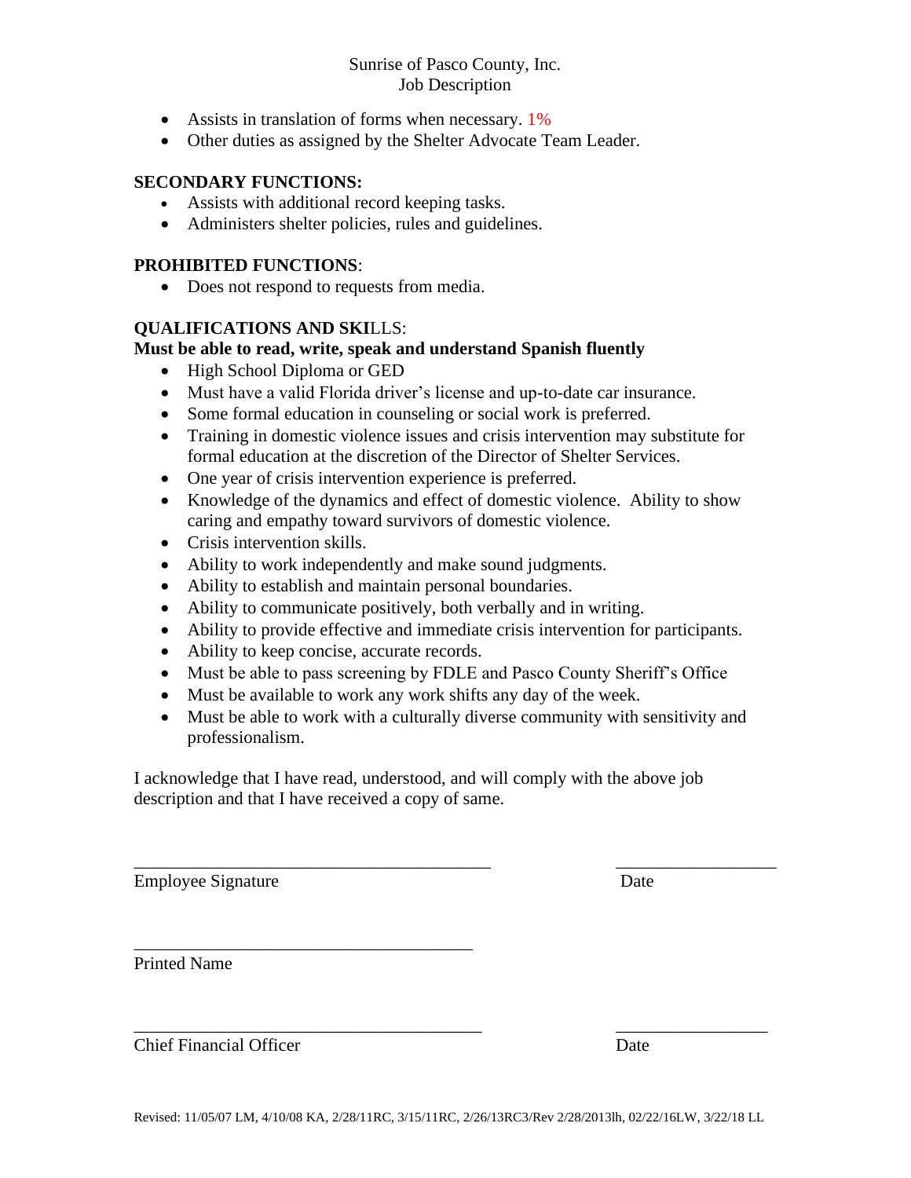- Assists in translation of forms when necessary. 1%
- Other duties as assigned by the Shelter Advocate Team Leader.

**SECONDARY FUNCTIONS:**

- Assists with additional record keeping tasks.
- Administers shelter policies, rules and guidelines.

**PROHIBITED FUNCTIONS**:

- Does not respond to requests from media.

**QUALIFICATIONS AND SKI**LLS:

**Must be able to read, write, speak and understand Spanish fluently**

- High School Diploma or GED
- Must have a valid Florida driver's license and up-to-date car insurance.
- Some formal education in counseling or social work is preferred.
- Training in domestic violence issues and crisis intervention may substitute for formal education at the discretion of the Director of Shelter Services.
- One year of crisis intervention experience is preferred.
- Knowledge of the dynamics and effect of domestic violence. Ability to show caring and empathy toward survivors of domestic violence.
- Crisis intervention skills.
- Ability to work independently and make sound judgments.
- Ability to establish and maintain personal boundaries.
- Ability to communicate positively, both verbally and in writing.
- Ability to provide effective and immediate crisis intervention for participants.
- Ability to keep concise, accurate records.
- Must be able to pass screening by FDLE and Pasco County Sheriff's Office
- Must be available to work any work shifts any day of the week.
- Must be able to work with a culturally diverse community with sensitivity and professionalism.

I acknowledge that I have read, understood, and will comply with the above job description and that I have received a copy of same.

_______________________________________ __________________

Employee Signature Date

_______________________________________

Printed Name

_______________________________________ __________________

Chief Financial Officer Date

Revised: 11/05/07 LM, 4/10/08 KA, 2/28/11RC, 3/15/11RC, 2/26/13RC3/Rev 2/28/2013lh, 02/22/16LW, 3/22/18 LL